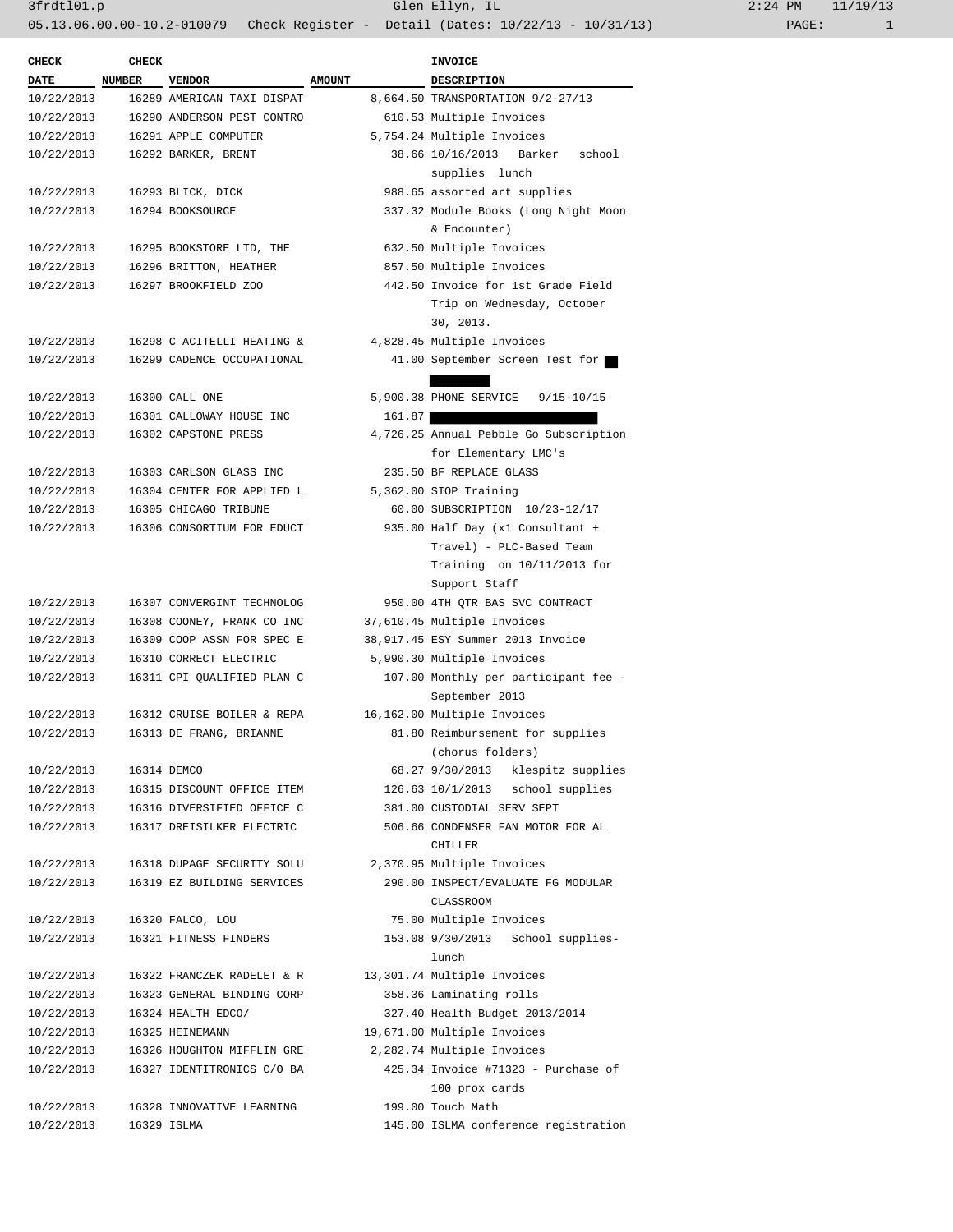| CHECK DATE | CHECK NUMBER | VENDOR | AMOUNT | INVOICE DESCRIPTION |
|---|---|---|---|---|
| 10/22/2013 | 16289 | AMERICAN TAXI DISPAT | 8,664.50 | TRANSPORTATION 9/2-27/13 |
| 10/22/2013 | 16290 | ANDERSON PEST CONTRO | 610.53 | Multiple Invoices |
| 10/22/2013 | 16291 | APPLE COMPUTER | 5,754.24 | Multiple Invoices |
| 10/22/2013 | 16292 | BARKER, BRENT | 38.66 | 10/16/2013 Barker school supplies lunch |
| 10/22/2013 | 16293 | BLICK, DICK | 988.65 | assorted art supplies |
| 10/22/2013 | 16294 | BOOKSOURCE | 337.32 | Module Books (Long Night Moon & Encounter) |
| 10/22/2013 | 16295 | BOOKSTORE LTD, THE | 632.50 | Multiple Invoices |
| 10/22/2013 | 16296 | BRITTON, HEATHER | 857.50 | Multiple Invoices |
| 10/22/2013 | 16297 | BROOKFIELD ZOO | 442.50 | Invoice for 1st Grade Field Trip on Wednesday, October 30, 2013. |
| 10/22/2013 | 16298 | C ACITELLI HEATING & | 4,828.45 | Multiple Invoices |
| 10/22/2013 | 16299 | CADENCE OCCUPATIONAL | 41.00 | September Screen Test for |
| 10/22/2013 | 16300 | CALL ONE | 5,900.38 | PHONE SERVICE 9/15-10/15 |
| 10/22/2013 | 16301 | CALLOWAY HOUSE INC | 161.87 | |
| 10/22/2013 | 16302 | CAPSTONE PRESS | 4,726.25 | Annual Pebble Go Subscription for Elementary LMC's |
| 10/22/2013 | 16303 | CARLSON GLASS INC | 235.50 | BF REPLACE GLASS |
| 10/22/2013 | 16304 | CENTER FOR APPLIED L | 5,362.00 | SIOP Training |
| 10/22/2013 | 16305 | CHICAGO TRIBUNE | 60.00 | SUBSCRIPTION 10/23-12/17 |
| 10/22/2013 | 16306 | CONSORTIUM FOR EDUCT | 935.00 | Half Day (x1 Consultant + Travel) - PLC-Based Team Training on 10/11/2013 for Support Staff |
| 10/22/2013 | 16307 | CONVERGINT TECHNOLOG | 950.00 | 4TH QTR BAS SVC CONTRACT |
| 10/22/2013 | 16308 | COONEY, FRANK CO INC | 37,610.45 | Multiple Invoices |
| 10/22/2013 | 16309 | COOP ASSN FOR SPEC E | 38,917.45 | ESY Summer 2013 Invoice |
| 10/22/2013 | 16310 | CORRECT ELECTRIC | 5,990.30 | Multiple Invoices |
| 10/22/2013 | 16311 | CPI QUALIFIED PLAN C | 107.00 | Monthly per participant fee - September 2013 |
| 10/22/2013 | 16312 | CRUISE BOILER & REPA | 16,162.00 | Multiple Invoices |
| 10/22/2013 | 16313 | DE FRANG, BRIANNE | 81.80 | Reimbursement for supplies (chorus folders) |
| 10/22/2013 | 16314 | DEMCO | 68.27 | 9/30/2013 klespitz supplies |
| 10/22/2013 | 16315 | DISCOUNT OFFICE ITEM | 126.63 | 10/1/2013 school supplies |
| 10/22/2013 | 16316 | DIVERSIFIED OFFICE C | 381.00 | CUSTODIAL SERV SEPT |
| 10/22/2013 | 16317 | DREISILKER ELECTRIC | 506.66 | CONDENSER FAN MOTOR FOR AL CHILLER |
| 10/22/2013 | 16318 | DUPAGE SECURITY SOLU | 2,370.95 | Multiple Invoices |
| 10/22/2013 | 16319 | EZ BUILDING SERVICES | 290.00 | INSPECT/EVALUATE FG MODULAR CLASSROOM |
| 10/22/2013 | 16320 | FALCO, LOU | 75.00 | Multiple Invoices |
| 10/22/2013 | 16321 | FITNESS FINDERS | 153.08 | 9/30/2013 School supplies-lunch |
| 10/22/2013 | 16322 | FRANCZEK RADELET & R | 13,301.74 | Multiple Invoices |
| 10/22/2013 | 16323 | GENERAL BINDING CORP | 358.36 | Laminating rolls |
| 10/22/2013 | 16324 | HEALTH EDCO/ | 327.40 | Health Budget 2013/2014 |
| 10/22/2013 | 16325 | HEINEMANN | 19,671.00 | Multiple Invoices |
| 10/22/2013 | 16326 | HOUGHTON MIFFLIN GRE | 2,282.74 | Multiple Invoices |
| 10/22/2013 | 16327 | IDENTITRONICS C/O BA | 425.34 | Invoice #71323 - Purchase of 100 prox cards |
| 10/22/2013 | 16328 | INNOVATIVE LEARNING | 199.00 | Touch Math |
| 10/22/2013 | 16329 | ISLMA | 145.00 | ISLMA conference registration |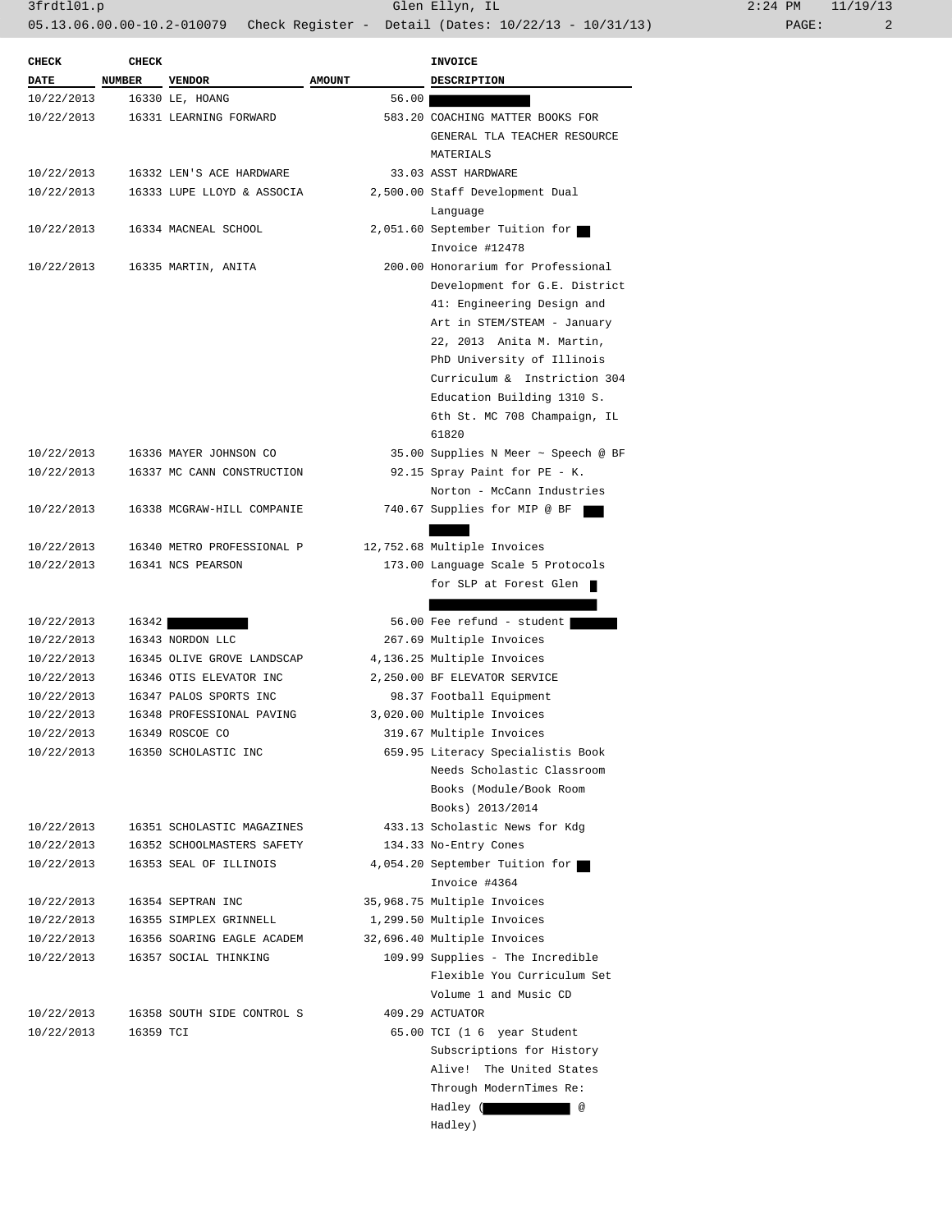| CHECK DATE | CHECK NUMBER | VENDOR | AMOUNT | INVOICE DESCRIPTION |
|---|---|---|---|---|
| 10/22/2013 | 16330 | LE, HOANG | 56.00 | |
| 10/22/2013 | 16331 | LEARNING FORWARD | 583.20 | COACHING MATTER BOOKS FOR GENERAL TLA TEACHER RESOURCE MATERIALS |
| 10/22/2013 | 16332 | LEN'S ACE HARDWARE | 33.03 | ASST HARDWARE |
| 10/22/2013 | 16333 | LUPE LLOYD & ASSOCIA | 2,500.00 | Staff Development Dual Language |
| 10/22/2013 | 16334 | MACNEAL SCHOOL | 2,051.60 | September Tuition for Invoice #12478 |
| 10/22/2013 | 16335 | MARTIN, ANITA | 200.00 | Honorarium for Professional Development for G.E. District 41: Engineering Design and Art in STEM/STEAM - January 22, 2013 Anita M. Martin, PhD University of Illinois Curriculum & Instriction 304 Education Building 1310 S. 6th St. MC 708 Champaign, IL 61820 |
| 10/22/2013 | 16336 | MAYER JOHNSON CO | 35.00 | Supplies N Meer ~ Speech @ BF |
| 10/22/2013 | 16337 | MC CANN CONSTRUCTION | 92.15 | Spray Paint for PE - K. Norton - McCann Industries |
| 10/22/2013 | 16338 | MCGRAW-HILL COMPANIE | 740.67 | Supplies for MIP @ BF |
| 10/22/2013 | 16340 | METRO PROFESSIONAL P | 12,752.68 | Multiple Invoices |
| 10/22/2013 | 16341 | NCS PEARSON | 173.00 | Language Scale 5 Protocols for SLP at Forest Glen |
| 10/22/2013 | 16342 | | 56.00 | Fee refund - student |
| 10/22/2013 | 16343 | NORDON LLC | 267.69 | Multiple Invoices |
| 10/22/2013 | 16345 | OLIVE GROVE LANDSCAP | 4,136.25 | Multiple Invoices |
| 10/22/2013 | 16346 | OTIS ELEVATOR INC | 2,250.00 | BF ELEVATOR SERVICE |
| 10/22/2013 | 16347 | PALOS SPORTS INC | 98.37 | Football Equipment |
| 10/22/2013 | 16348 | PROFESSIONAL PAVING | 3,020.00 | Multiple Invoices |
| 10/22/2013 | 16349 | ROSCOE CO | 319.67 | Multiple Invoices |
| 10/22/2013 | 16350 | SCHOLASTIC INC | 659.95 | Literacy Specialistis Book Needs Scholastic Classroom Books (Module/Book Room Books) 2013/2014 |
| 10/22/2013 | 16351 | SCHOLASTIC MAGAZINES | 433.13 | Scholastic News for Kdg |
| 10/22/2013 | 16352 | SCHOOLMASTERS SAFETY | 134.33 | No-Entry Cones |
| 10/22/2013 | 16353 | SEAL OF ILLINOIS | 4,054.20 | September Tuition for Invoice #4364 |
| 10/22/2013 | 16354 | SEPTRAN INC | 35,968.75 | Multiple Invoices |
| 10/22/2013 | 16355 | SIMPLEX GRINNELL | 1,299.50 | Multiple Invoices |
| 10/22/2013 | 16356 | SOARING EAGLE ACADEM | 32,696.40 | Multiple Invoices |
| 10/22/2013 | 16357 | SOCIAL THINKING | 109.99 | Supplies - The Incredible Flexible You Curriculum Set Volume 1 and Music CD |
| 10/22/2013 | 16358 | SOUTH SIDE CONTROL S | 409.29 | ACTUATOR |
| 10/22/2013 | 16359 | TCI | 65.00 | TCI (1 6 year Student Subscriptions for History Alive! The United States Through ModernTimes Re: Hadley ( @ Hadley) |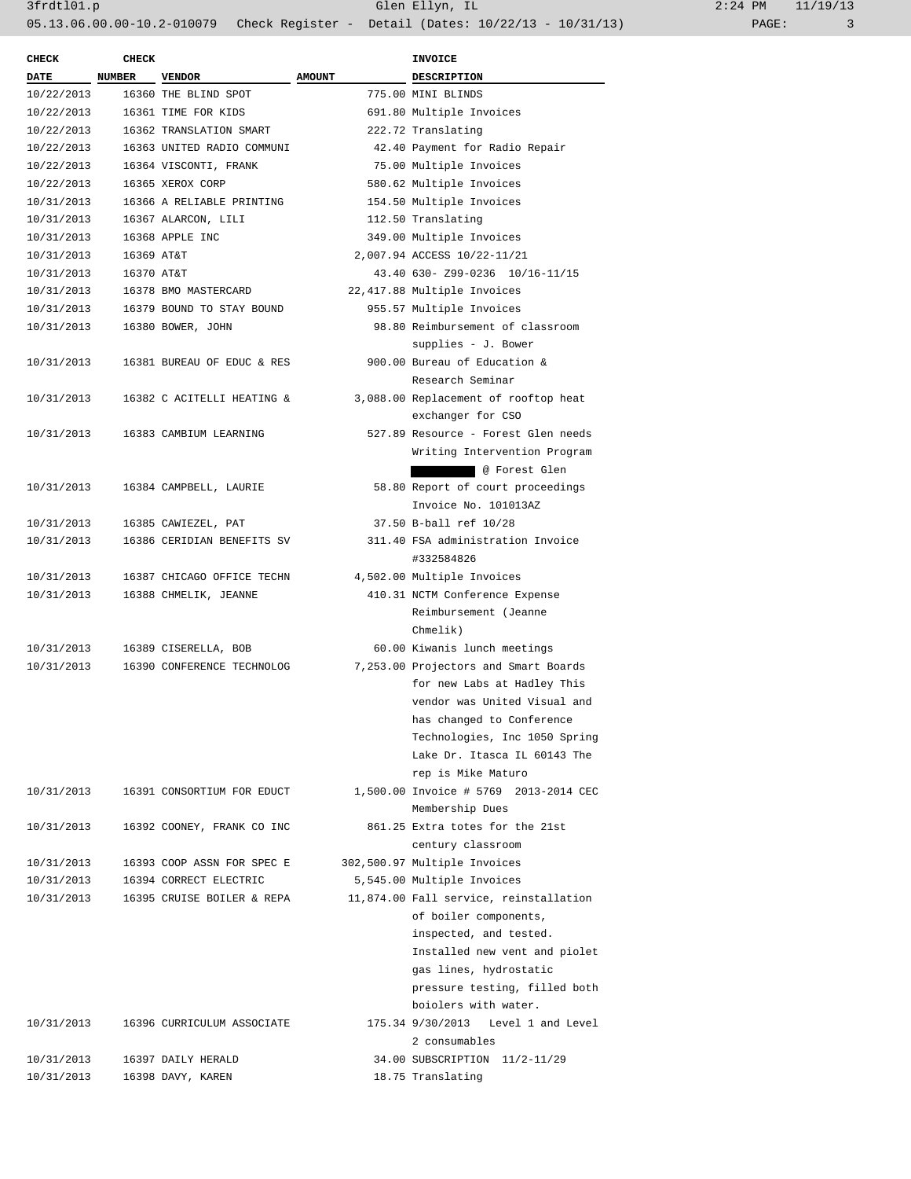| CHECK DATE | CHECK NUMBER | VENDOR | AMOUNT | INVOICE DESCRIPTION |
|---|---|---|---|---|
| 10/22/2013 | 16360 | THE BLIND SPOT | 775.00 | MINI BLINDS |
| 10/22/2013 | 16361 | TIME FOR KIDS | 691.80 | Multiple Invoices |
| 10/22/2013 | 16362 | TRANSLATION SMART | 222.72 | Translating |
| 10/22/2013 | 16363 | UNITED RADIO COMMUNI | 42.40 | Payment for Radio Repair |
| 10/22/2013 | 16364 | VISCONTI, FRANK | 75.00 | Multiple Invoices |
| 10/22/2013 | 16365 | XEROX CORP | 580.62 | Multiple Invoices |
| 10/31/2013 | 16366 | A RELIABLE PRINTING | 154.50 | Multiple Invoices |
| 10/31/2013 | 16367 | ALARCON, LILI | 112.50 | Translating |
| 10/31/2013 | 16368 | APPLE INC | 349.00 | Multiple Invoices |
| 10/31/2013 | 16369 | AT&T | 2,007.94 | ACCESS 10/22-11/21 |
| 10/31/2013 | 16370 | AT&T | 43.40 | 630- Z99-0236 10/16-11/15 |
| 10/31/2013 | 16378 | BMO MASTERCARD | 22,417.88 | Multiple Invoices |
| 10/31/2013 | 16379 | BOUND TO STAY BOUND | 955.57 | Multiple Invoices |
| 10/31/2013 | 16380 | BOWER, JOHN | 98.80 | Reimbursement of classroom supplies - J. Bower |
| 10/31/2013 | 16381 | BUREAU OF EDUC & RES | 900.00 | Bureau of Education & Research Seminar |
| 10/31/2013 | 16382 | C ACITELLI HEATING & | 3,088.00 | Replacement of rooftop heat exchanger for CSO |
| 10/31/2013 | 16383 | CAMBIUM LEARNING | 527.89 | Resource - Forest Glen needs Writing Intervention Program [REDACTED] @ Forest Glen |
| 10/31/2013 | 16384 | CAMPBELL, LAURIE | 58.80 | Report of court proceedings Invoice No. 101013AZ |
| 10/31/2013 | 16385 | CAWIEZEL, PAT | 37.50 | B-ball ref 10/28 |
| 10/31/2013 | 16386 | CERIDIAN BENEFITS SV | 311.40 | FSA administration Invoice #332584826 |
| 10/31/2013 | 16387 | CHICAGO OFFICE TECHN | 4,502.00 | Multiple Invoices |
| 10/31/2013 | 16388 | CHMELIK, JEANNE | 410.31 | NCTM Conference Expense Reimbursement (Jeanne Chmelik) |
| 10/31/2013 | 16389 | CISERELLA, BOB | 60.00 | Kiwanis lunch meetings |
| 10/31/2013 | 16390 | CONFERENCE TECHNOLOG | 7,253.00 | Projectors and Smart Boards for new Labs at Hadley This vendor was United Visual and has changed to Conference Technologies, Inc 1050 Spring Lake Dr. Itasca IL 60143 The rep is Mike Maturo |
| 10/31/2013 | 16391 | CONSORTIUM FOR EDUCT | 1,500.00 | Invoice # 5769 2013-2014 CEC Membership Dues |
| 10/31/2013 | 16392 | COONEY, FRANK CO INC | 861.25 | Extra totes for the 21st century classroom |
| 10/31/2013 | 16393 | COOP ASSN FOR SPEC E | 302,500.97 | Multiple Invoices |
| 10/31/2013 | 16394 | CORRECT ELECTRIC | 5,545.00 | Multiple Invoices |
| 10/31/2013 | 16395 | CRUISE BOILER & REPA | 11,874.00 | Fall service, reinstallation of boiler components, inspected, and tested. Installed new vent and piolet gas lines, hydrostatic pressure testing, filled both boiolers with water. |
| 10/31/2013 | 16396 | CURRICULUM ASSOCIATE | 175.34 | 9/30/2013 Level 1 and Level 2 consumables |
| 10/31/2013 | 16397 | DAILY HERALD | 34.00 | SUBSCRIPTION 11/2-11/29 |
| 10/31/2013 | 16398 | DAVY, KAREN | 18.75 | Translating |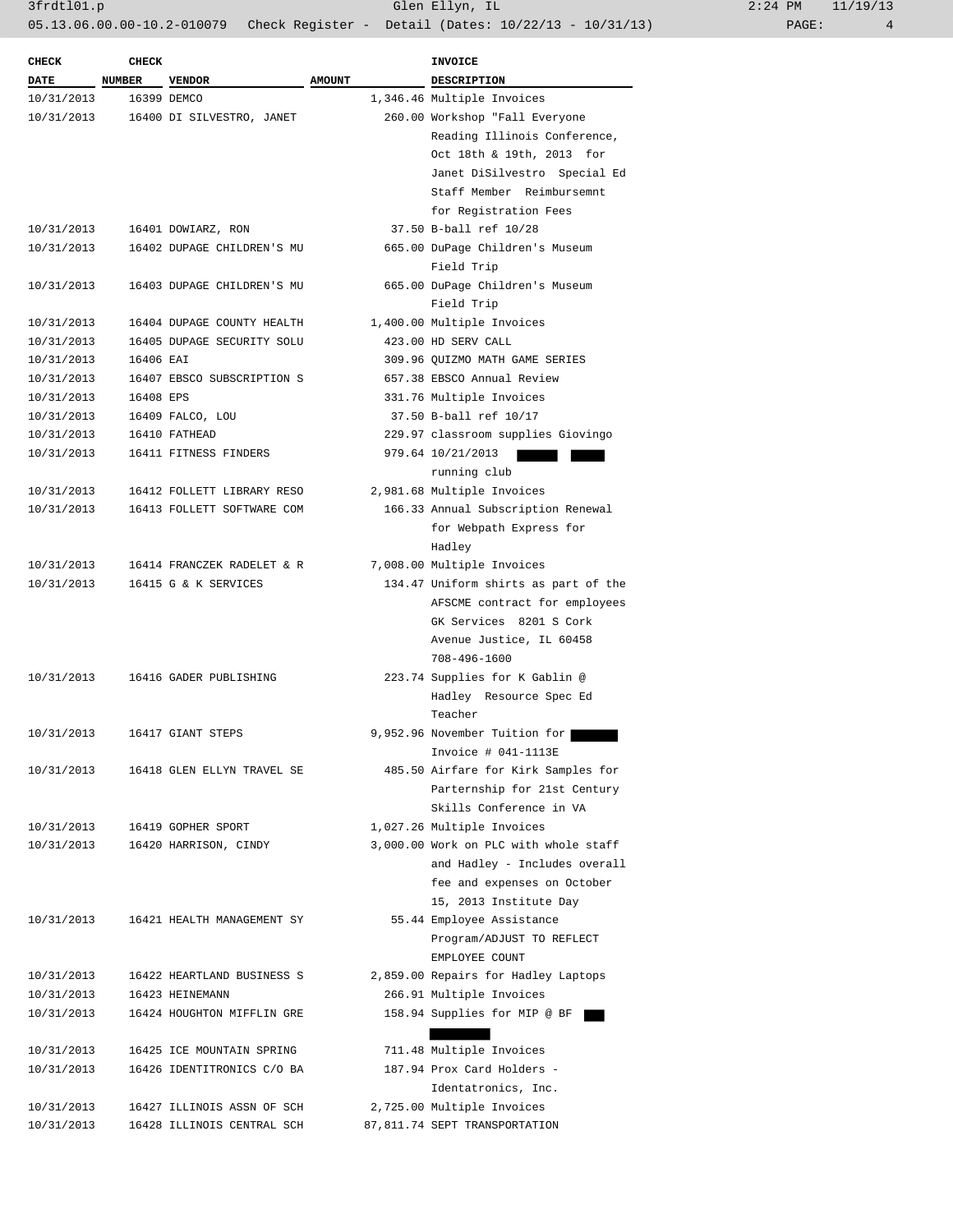| CHECK DATE | CHECK NUMBER | VENDOR | AMOUNT | INVOICE DESCRIPTION |
|---|---|---|---|---|
| 10/31/2013 | 16399 | DEMCO | 1,346.46 | Multiple Invoices |
| 10/31/2013 | 16400 | DI SILVESTRO, JANET | 260.00 | Workshop "Fall Everyone Reading Illinois Conference, Oct 18th & 19th, 2013 for Janet DiSilvestro Special Ed Staff Member Reimbursemnt for Registration Fees |
| 10/31/2013 | 16401 | DOWIARZ, RON | 37.50 | B-ball ref 10/28 |
| 10/31/2013 | 16402 | DUPAGE CHILDREN'S MU | 665.00 | DuPage Children's Museum Field Trip |
| 10/31/2013 | 16403 | DUPAGE CHILDREN'S MU | 665.00 | DuPage Children's Museum Field Trip |
| 10/31/2013 | 16404 | DUPAGE COUNTY HEALTH | 1,400.00 | Multiple Invoices |
| 10/31/2013 | 16405 | DUPAGE SECURITY SOLU | 423.00 | HD SERV CALL |
| 10/31/2013 | 16406 | EAI | 309.96 | QUIZMO MATH GAME SERIES |
| 10/31/2013 | 16407 | EBSCO SUBSCRIPTION S | 657.38 | EBSCO Annual Review |
| 10/31/2013 | 16408 | EPS | 331.76 | Multiple Invoices |
| 10/31/2013 | 16409 | FALCO, LOU | 37.50 | B-ball ref 10/17 |
| 10/31/2013 | 16410 | FATHEAD | 229.97 | classroom supplies Giovingo |
| 10/31/2013 | 16411 | FITNESS FINDERS | 979.64 | 10/21/2013 running club |
| 10/31/2013 | 16412 | FOLLETT LIBRARY RESO | 2,981.68 | Multiple Invoices |
| 10/31/2013 | 16413 | FOLLETT SOFTWARE COM | 166.33 | Annual Subscription Renewal for Webpath Express for Hadley |
| 10/31/2013 | 16414 | FRANCZEK RADELET & R | 7,008.00 | Multiple Invoices |
| 10/31/2013 | 16415 | G & K SERVICES | 134.47 | Uniform shirts as part of the AFSCME contract for employees GK Services 8201 S Cork Avenue Justice, IL 60458 708-496-1600 |
| 10/31/2013 | 16416 | GADER PUBLISHING | 223.74 | Supplies for K Gablin @ Hadley Resource Spec Ed Teacher |
| 10/31/2013 | 16417 | GIANT STEPS | 9,952.96 | November Tuition for Invoice # 041-1113E |
| 10/31/2013 | 16418 | GLEN ELLYN TRAVEL SE | 485.50 | Airfare for Kirk Samples for Parternship for 21st Century Skills Conference in VA |
| 10/31/2013 | 16419 | GOPHER SPORT | 1,027.26 | Multiple Invoices |
| 10/31/2013 | 16420 | HARRISON, CINDY | 3,000.00 | Work on PLC with whole staff and Hadley - Includes overall fee and expenses on October 15, 2013 Institute Day |
| 10/31/2013 | 16421 | HEALTH MANAGEMENT SY | 55.44 | Employee Assistance Program/ADJUST TO REFLECT EMPLOYEE COUNT |
| 10/31/2013 | 16422 | HEARTLAND BUSINESS S | 2,859.00 | Repairs for Hadley Laptops |
| 10/31/2013 | 16423 | HEINEMANN | 266.91 | Multiple Invoices |
| 10/31/2013 | 16424 | HOUGHTON MIFFLIN GRE | 158.94 | Supplies for MIP @ BF |
| 10/31/2013 | 16425 | ICE MOUNTAIN SPRING | 711.48 | Multiple Invoices |
| 10/31/2013 | 16426 | IDENTITRONICS C/O BA | 187.94 | Prox Card Holders - Identatronics, Inc. |
| 10/31/2013 | 16427 | ILLINOIS ASSN OF SCH | 2,725.00 | Multiple Invoices |
| 10/31/2013 | 16428 | ILLINOIS CENTRAL SCH | 87,811.74 | SEPT TRANSPORTATION |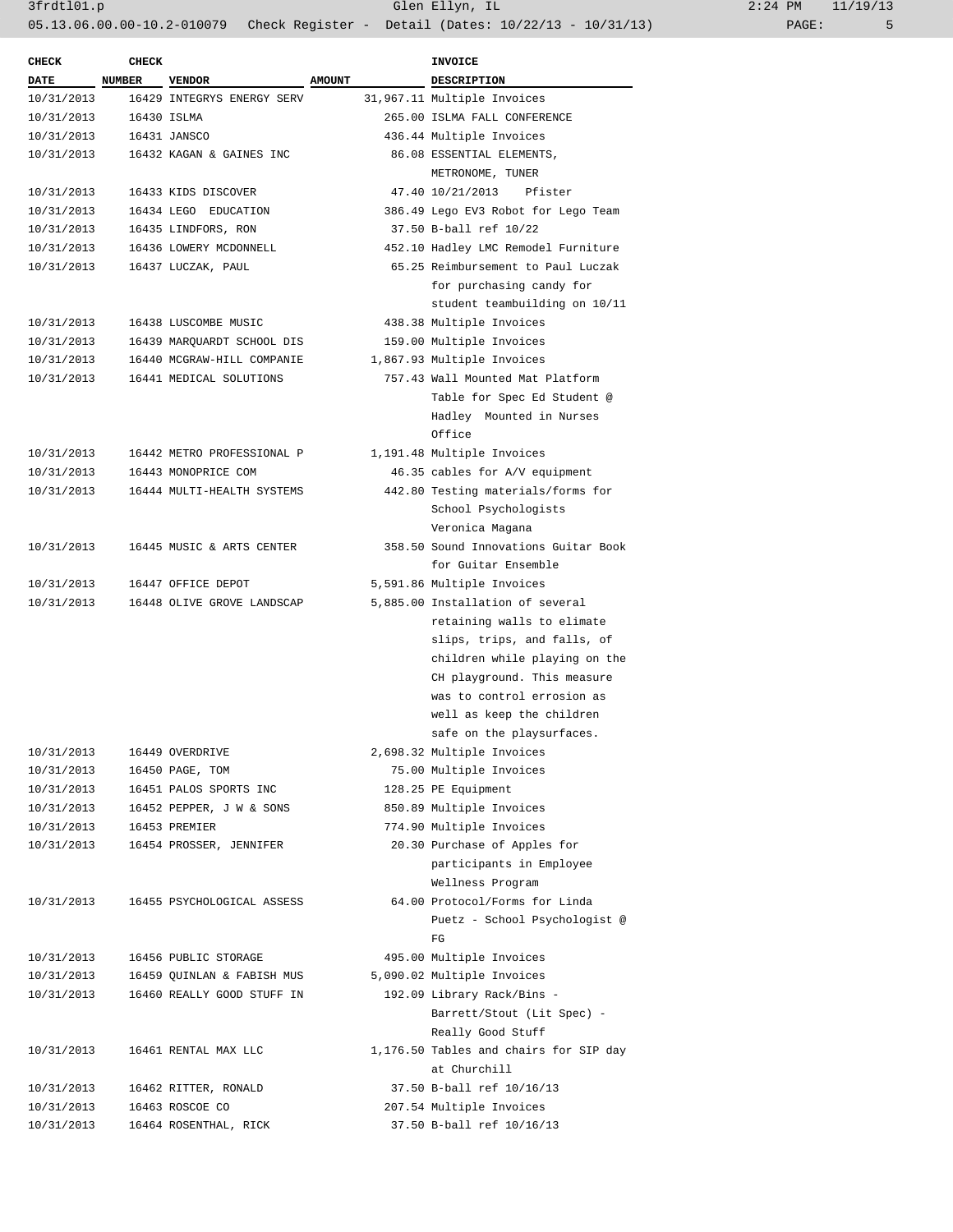| CHECK DATE | CHECK NUMBER | VENDOR | AMOUNT | INVOICE DESCRIPTION |
|---|---|---|---|---|
| 10/31/2013 | 16429 | INTEGRYS ENERGY SERV | 31,967.11 | Multiple Invoices |
| 10/31/2013 | 16430 | ISLMA | 265.00 | ISLMA FALL CONFERENCE |
| 10/31/2013 | 16431 | JANSCO | 436.44 | Multiple Invoices |
| 10/31/2013 | 16432 | KAGAN & GAINES INC | 86.08 | ESSENTIAL ELEMENTS, METRONOME, TUNER |
| 10/31/2013 | 16433 | KIDS DISCOVER | 47.40 | 10/21/2013 Pfister |
| 10/31/2013 | 16434 | LEGO EDUCATION | 386.49 | Lego EV3 Robot for Lego Team |
| 10/31/2013 | 16435 | LINDFORS, RON | 37.50 | B-ball ref 10/22 |
| 10/31/2013 | 16436 | LOWERY MCDONNELL | 452.10 | Hadley LMC Remodel Furniture |
| 10/31/2013 | 16437 | LUCZAK, PAUL | 65.25 | Reimbursement to Paul Luczak for purchasing candy for student teambuilding on 10/11 |
| 10/31/2013 | 16438 | LUSCOMBE MUSIC | 438.38 | Multiple Invoices |
| 10/31/2013 | 16439 | MARQUARDT SCHOOL DIS | 159.00 | Multiple Invoices |
| 10/31/2013 | 16440 | MCGRAW-HILL COMPANIE | 1,867.93 | Multiple Invoices |
| 10/31/2013 | 16441 | MEDICAL SOLUTIONS | 757.43 | Wall Mounted Mat Platform Table for Spec Ed Student @ Hadley Mounted in Nurses Office |
| 10/31/2013 | 16442 | METRO PROFESSIONAL P | 1,191.48 | Multiple Invoices |
| 10/31/2013 | 16443 | MONOPRICE COM | 46.35 | cables for A/V equipment |
| 10/31/2013 | 16444 | MULTI-HEALTH SYSTEMS | 442.80 | Testing materials/forms for School Psychologists Veronica Magana |
| 10/31/2013 | 16445 | MUSIC & ARTS CENTER | 358.50 | Sound Innovations Guitar Book for Guitar Ensemble |
| 10/31/2013 | 16447 | OFFICE DEPOT | 5,591.86 | Multiple Invoices |
| 10/31/2013 | 16448 | OLIVE GROVE LANDSCAP | 5,885.00 | Installation of several retaining walls to elimate slips, trips, and falls, of children while playing on the CH playground. This measure was to control errosion as well as keep the children safe on the playsurfaces. |
| 10/31/2013 | 16449 | OVERDRIVE | 2,698.32 | Multiple Invoices |
| 10/31/2013 | 16450 | PAGE, TOM | 75.00 | Multiple Invoices |
| 10/31/2013 | 16451 | PALOS SPORTS INC | 128.25 | PE Equipment |
| 10/31/2013 | 16452 | PEPPER, J W & SONS | 850.89 | Multiple Invoices |
| 10/31/2013 | 16453 | PREMIER | 774.90 | Multiple Invoices |
| 10/31/2013 | 16454 | PROSSER, JENNIFER | 20.30 | Purchase of Apples for participants in Employee Wellness Program |
| 10/31/2013 | 16455 | PSYCHOLOGICAL ASSESS | 64.00 | Protocol/Forms for Linda Puetz - School Psychologist @ FG |
| 10/31/2013 | 16456 | PUBLIC STORAGE | 495.00 | Multiple Invoices |
| 10/31/2013 | 16459 | QUINLAN & FABISH MUS | 5,090.02 | Multiple Invoices |
| 10/31/2013 | 16460 | REALLY GOOD STUFF IN | 192.09 | Library Rack/Bins - Barrett/Stout (Lit Spec) - Really Good Stuff |
| 10/31/2013 | 16461 | RENTAL MAX LLC | 1,176.50 | Tables and chairs for SIP day at Churchill |
| 10/31/2013 | 16462 | RITTER, RONALD | 37.50 | B-ball ref 10/16/13 |
| 10/31/2013 | 16463 | ROSCOE CO | 207.54 | Multiple Invoices |
| 10/31/2013 | 16464 | ROSENTHAL, RICK | 37.50 | B-ball ref 10/16/13 |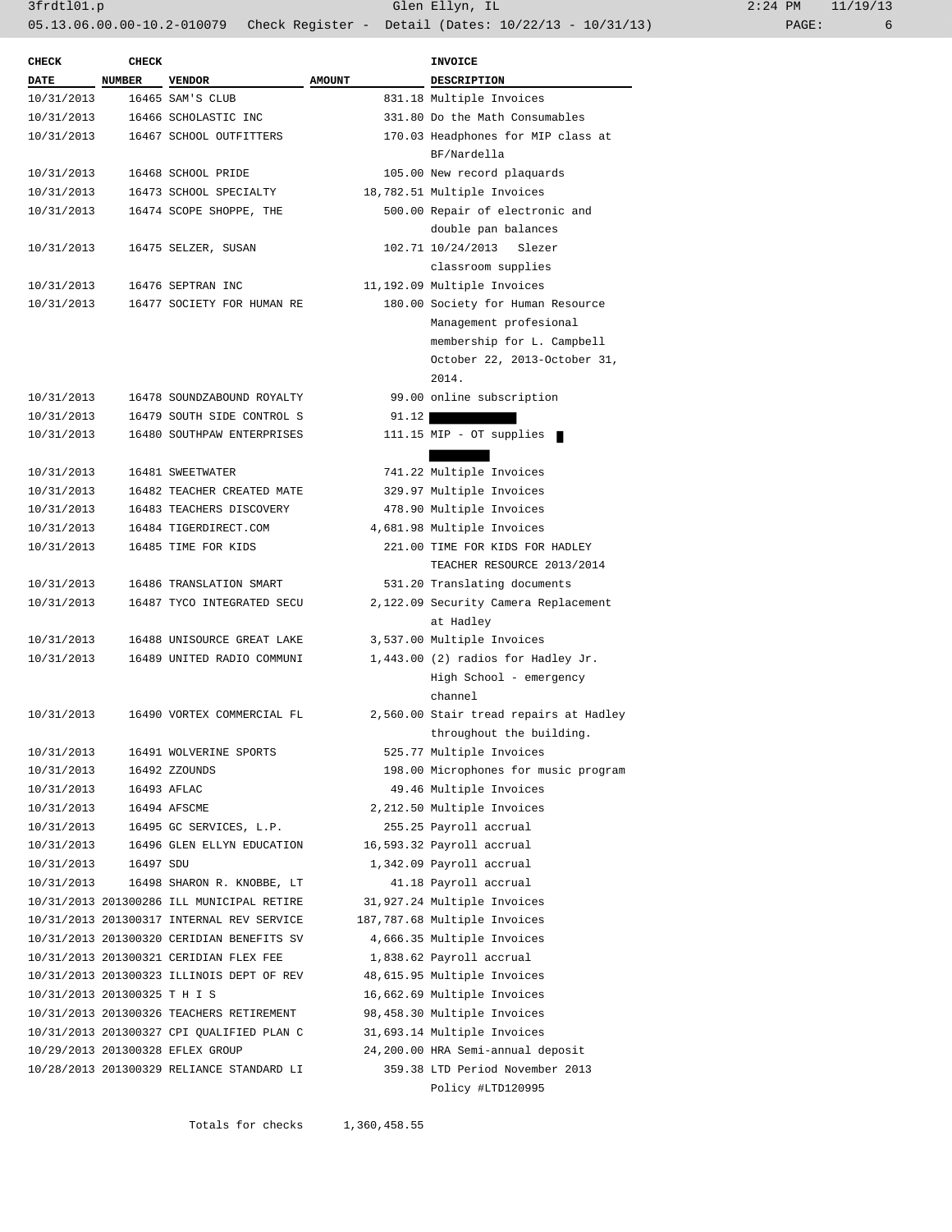| CHECK DATE | CHECK NUMBER | VENDOR | AMOUNT | INVOICE DESCRIPTION |
|---|---|---|---|---|
| 10/31/2013 | 16465 | SAM'S CLUB | 831.18 | Multiple Invoices |
| 10/31/2013 | 16466 | SCHOLASTIC INC | 331.80 | Do the Math Consumables |
| 10/31/2013 | 16467 | SCHOOL OUTFITTERS | 170.03 | Headphones for MIP class at BF/Nardella |
| 10/31/2013 | 16468 | SCHOOL PRIDE | 105.00 | New record plaquards |
| 10/31/2013 | 16473 | SCHOOL SPECIALTY | 18,782.51 | Multiple Invoices |
| 10/31/2013 | 16474 | SCOPE SHOPPE, THE | 500.00 | Repair of electronic and double pan balances |
| 10/31/2013 | 16475 | SELZER, SUSAN | 102.71 | 10/24/2013 Slezer classroom supplies |
| 10/31/2013 | 16476 | SEPTRAN INC | 11,192.09 | Multiple Invoices |
| 10/31/2013 | 16477 | SOCIETY FOR HUMAN RE | 180.00 | Society for Human Resource Management profesional membership for L. Campbell October 22, 2013-October 31, 2014. |
| 10/31/2013 | 16478 | SOUNDZABOUND ROYALTY | 99.00 | online subscription |
| 10/31/2013 | 16479 | SOUTH SIDE CONTROL S | 91.12 | |
| 10/31/2013 | 16480 | SOUTHPAW ENTERPRISES | 111.15 | MIP - OT supplies |
| 10/31/2013 | 16481 | SWEETWATER | 741.22 | Multiple Invoices |
| 10/31/2013 | 16482 | TEACHER CREATED MATE | 329.97 | Multiple Invoices |
| 10/31/2013 | 16483 | TEACHERS DISCOVERY | 478.90 | Multiple Invoices |
| 10/31/2013 | 16484 | TIGERDIRECT.COM | 4,681.98 | Multiple Invoices |
| 10/31/2013 | 16485 | TIME FOR KIDS | 221.00 | TIME FOR KIDS FOR HADLEY TEACHER RESOURCE 2013/2014 |
| 10/31/2013 | 16486 | TRANSLATION SMART | 531.20 | Translating documents |
| 10/31/2013 | 16487 | TYCO INTEGRATED SECU | 2,122.09 | Security Camera Replacement at Hadley |
| 10/31/2013 | 16488 | UNISOURCE GREAT LAKE | 3,537.00 | Multiple Invoices |
| 10/31/2013 | 16489 | UNITED RADIO COMMUNI | 1,443.00 | (2) radios for Hadley Jr. High School - emergency channel |
| 10/31/2013 | 16490 | VORTEX COMMERCIAL FL | 2,560.00 | Stair tread repairs at Hadley throughout the building. |
| 10/31/2013 | 16491 | WOLVERINE SPORTS | 525.77 | Multiple Invoices |
| 10/31/2013 | 16492 | ZZOUNDS | 198.00 | Microphones for music program |
| 10/31/2013 | 16493 | AFLAC | 49.46 | Multiple Invoices |
| 10/31/2013 | 16494 | AFSCME | 2,212.50 | Multiple Invoices |
| 10/31/2013 | 16495 | GC SERVICES, L.P. | 255.25 | Payroll accrual |
| 10/31/2013 | 16496 | GLEN ELLYN EDUCATION | 16,593.32 | Payroll accrual |
| 10/31/2013 | 16497 | SDU | 1,342.09 | Payroll accrual |
| 10/31/2013 | 16498 | SHARON R. KNOBBE, LT | 41.18 | Payroll accrual |
| 10/31/2013 | 201300286 | ILL MUNICIPAL RETIRE | 31,927.24 | Multiple Invoices |
| 10/31/2013 | 201300317 | INTERNAL REV SERVICE | 187,787.68 | Multiple Invoices |
| 10/31/2013 | 201300320 | CERIDIAN BENEFITS SV | 4,666.35 | Multiple Invoices |
| 10/31/2013 | 201300321 | CERIDIAN FLEX FEE | 1,838.62 | Payroll accrual |
| 10/31/2013 | 201300323 | ILLINOIS DEPT OF REV | 48,615.95 | Multiple Invoices |
| 10/31/2013 | 201300325 | T H I S | 16,662.69 | Multiple Invoices |
| 10/31/2013 | 201300326 | TEACHERS RETIREMENT | 98,458.30 | Multiple Invoices |
| 10/31/2013 | 201300327 | CPI QUALIFIED PLAN C | 31,693.14 | Multiple Invoices |
| 10/29/2013 | 201300328 | EFLEX GROUP | 24,200.00 | HRA Semi-annual deposit |
| 10/28/2013 | 201300329 | RELIANCE STANDARD LI | 359.38 | LTD Period November 2013 Policy #LTD120995 |
| | | Totals for checks | 1,360,458.55 | |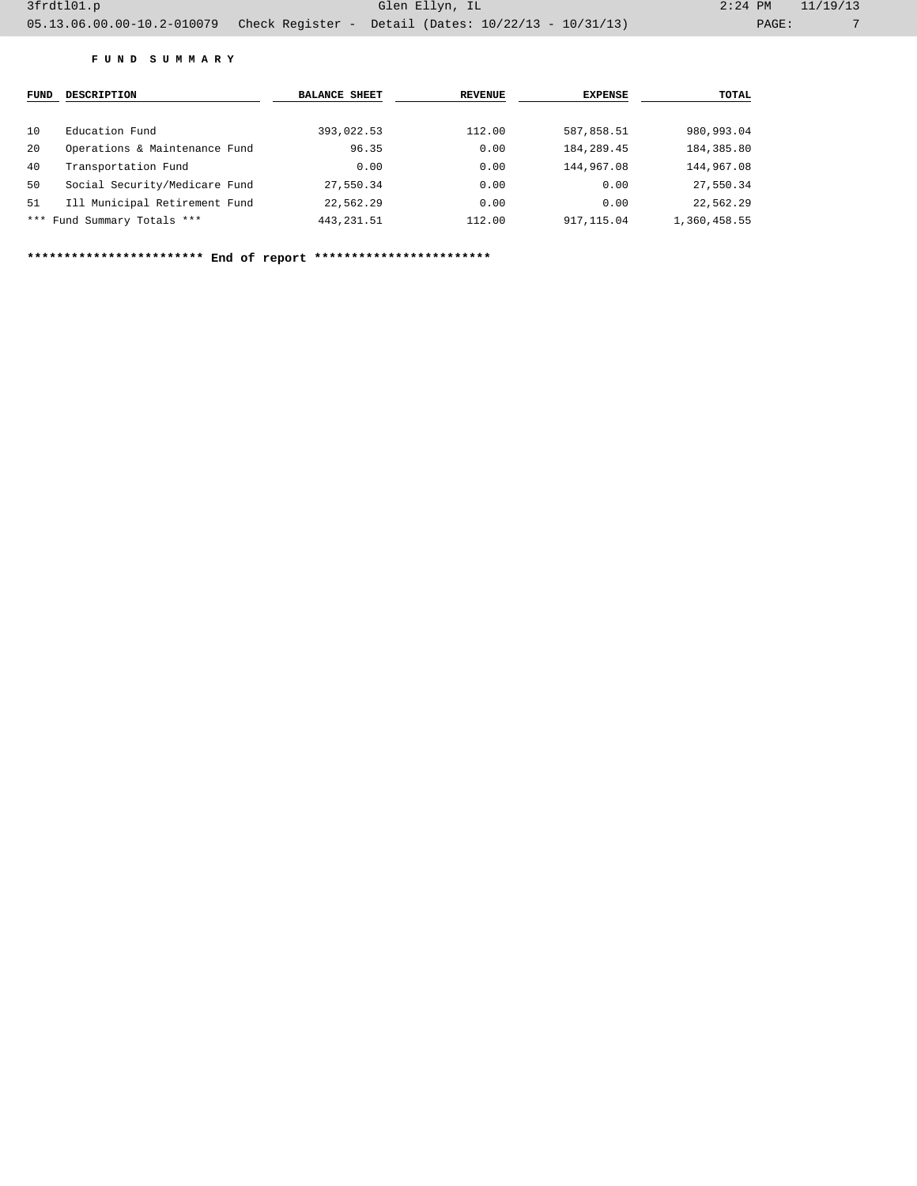**F U N D   S U M M A R Y**

| FUND | DESCRIPTION | BALANCE SHEET | REVENUE | EXPENSE | TOTAL |
|---|---|---|---|---|---|
| 10 | Education Fund | 393,022.53 | 112.00 | 587,858.51 | 980,993.04 |
| 20 | Operations & Maintenance Fund | 96.35 | 0.00 | 184,289.45 | 184,385.80 |
| 40 | Transportation Fund | 0.00 | 0.00 | 144,967.08 | 144,967.08 |
| 50 | Social Security/Medicare Fund | 27,550.34 | 0.00 | 0.00 | 27,550.34 |
| 51 | Ill Municipal Retirement Fund | 22,562.29 | 0.00 | 0.00 | 22,562.29 |
| *** Fund Summary Totals *** | | 443,231.51 | 112.00 | 917,115.04 | 1,360,458.55 |

**************************** End of report ****************************